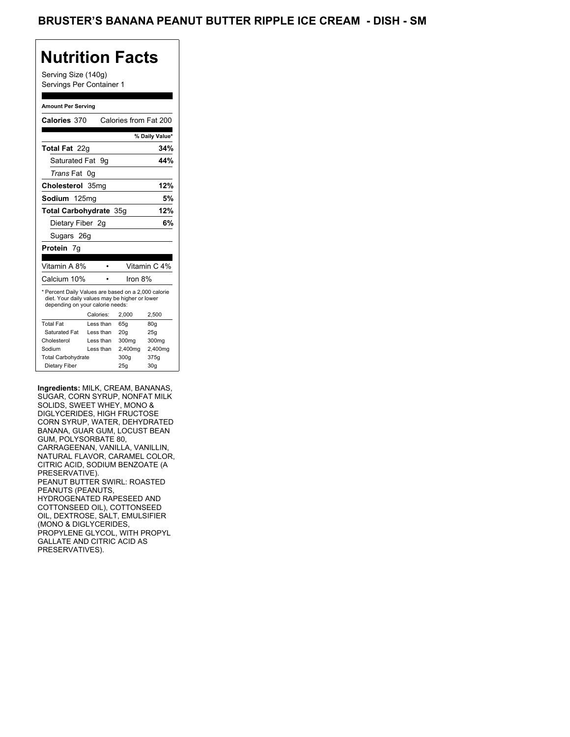# BRUSTER'S BANANA PEANUT BUTTER RIPPLE ICE CREAM - DISH - SM

## Nutrition Facts

Serving Size (140g)
Servings Per Container 1

**Amount Per Serving**

**Calories** 370 Calories from Fat 200

| | % Daily Value* |
|---|---|
| **Total Fat** 22g | **34%** |
| Saturated Fat 9g | **44%** |
| *Trans* Fat 0g | |
| **Cholesterol** 35mg | **12%** |
| **Sodium** 125mg | **5%** |
| **Total Carbohydrate** 35g | **12%** |
| Dietary Fiber 2g | **6%** |
| Sugars 26g | |
| **Protein** 7g | |

| | |
|---|---|
| Vitamin A 8% | Vitamin C 4% |
| Calcium 10% | Iron 8% |

* Percent Daily Values are based on a 2,000 calorie diet. Your daily values may be higher or lower depending on your calorie needs:

| | Calories: | 2,000 | 2,500 |
|---|---|---|---|
| Total Fat | Less than | 65g | 80g |
| Saturated Fat | Less than | 20g | 25g |
| Cholesterol | Less than | 300mg | 300mg |
| Sodium | Less than | 2,400mg | 2,400mg |
| Total Carbohydrate | | 300g | 375g |
| Dietary Fiber | | 25g | 30g |

**Ingredients:** MILK, CREAM, BANANAS, SUGAR, CORN SYRUP, NONFAT MILK SOLIDS, SWEET WHEY, MONO & DIGLYCERIDES, HIGH FRUCTOSE CORN SYRUP, WATER, DEHYDRATED BANANA, GUAR GUM, LOCUST BEAN GUM, POLYSORBATE 80, CARRAGEENAN, VANILLA, VANILLIN, NATURAL FLAVOR, CARAMEL COLOR, CITRIC ACID, SODIUM BENZOATE (A PRESERVATIVE).
PEANUT BUTTER SWIRL: ROASTED PEANUTS (PEANUTS, HYDROGENATED RAPESEED AND COTTONSEED OIL), COTTONSEED OIL, DEXTROSE, SALT, EMULSIFIER (MONO & DIGLYCERIDES, PROPYLENE GLYCOL, WITH PROPYL GALLATE AND CITRIC ACID AS PRESERVATIVES).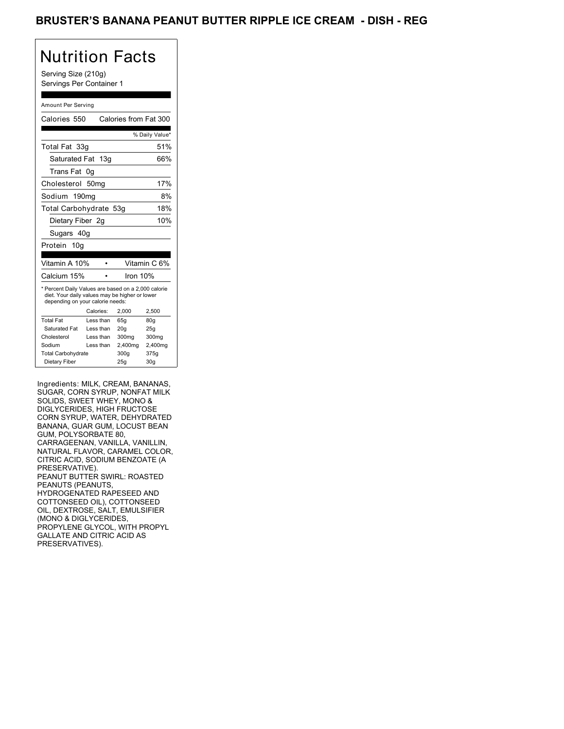# BRUSTER'S BANANA PEANUT BUTTER RIPPLE ICE CREAM - DISH - REG

## Nutrition Facts

Serving Size (210g)
Servings Per Container 1

Amount Per Serving

| Nutrient | Amount | % Daily Value* |
|---|---|---|
| Calories | 550 | Calories from Fat 300 |
| Total Fat | 33g | 51% |
| Saturated Fat | 13g | 66% |
| Trans Fat | 0g | |
| Cholesterol | 50mg | 17% |
| Sodium | 190mg | 8% |
| Total Carbohydrate | 53g | 18% |
| Dietary Fiber | 2g | 10% |
| Sugars | 40g | |
| Protein | 10g | |

| | |
|---|---|
| Vitamin A 10% | Vitamin C 6% |
| Calcium 15% | Iron 10% |

* Percent Daily Values are based on a 2,000 calorie diet. Your daily values may be higher or lower depending on your calorie needs:

| | Calories: | 2,000 | 2,500 |
|---|---|---|---|
| Total Fat | Less than | 65g | 80g |
| Saturated Fat | Less than | 20g | 25g |
| Cholesterol | Less than | 300mg | 300mg |
| Sodium | Less than | 2,400mg | 2,400mg |
| Total Carbohydrate | | 300g | 375g |
| Dietary Fiber | | 25g | 30g |

Ingredients: MILK, CREAM, BANANAS, SUGAR, CORN SYRUP, NONFAT MILK SOLIDS, SWEET WHEY, MONO & DIGLYCERIDES, HIGH FRUCTOSE CORN SYRUP, WATER, DEHYDRATED BANANA, GUAR GUM, LOCUST BEAN GUM, POLYSORBATE 80, CARRAGEENAN, VANILLA, VANILLIN, NATURAL FLAVOR, CARAMEL COLOR, CITRIC ACID, SODIUM BENZOATE (A PRESERVATIVE).
PEANUT BUTTER SWIRL: ROASTED PEANUTS (PEANUTS, HYDROGENATED RAPESEED AND COTTONSEED OIL), COTTONSEED OIL, DEXTROSE, SALT, EMULSIFIER (MONO & DIGLYCERIDES, PROPYLENE GLYCOL, WITH PROPYL GALLATE AND CITRIC ACID AS PRESERVATIVES).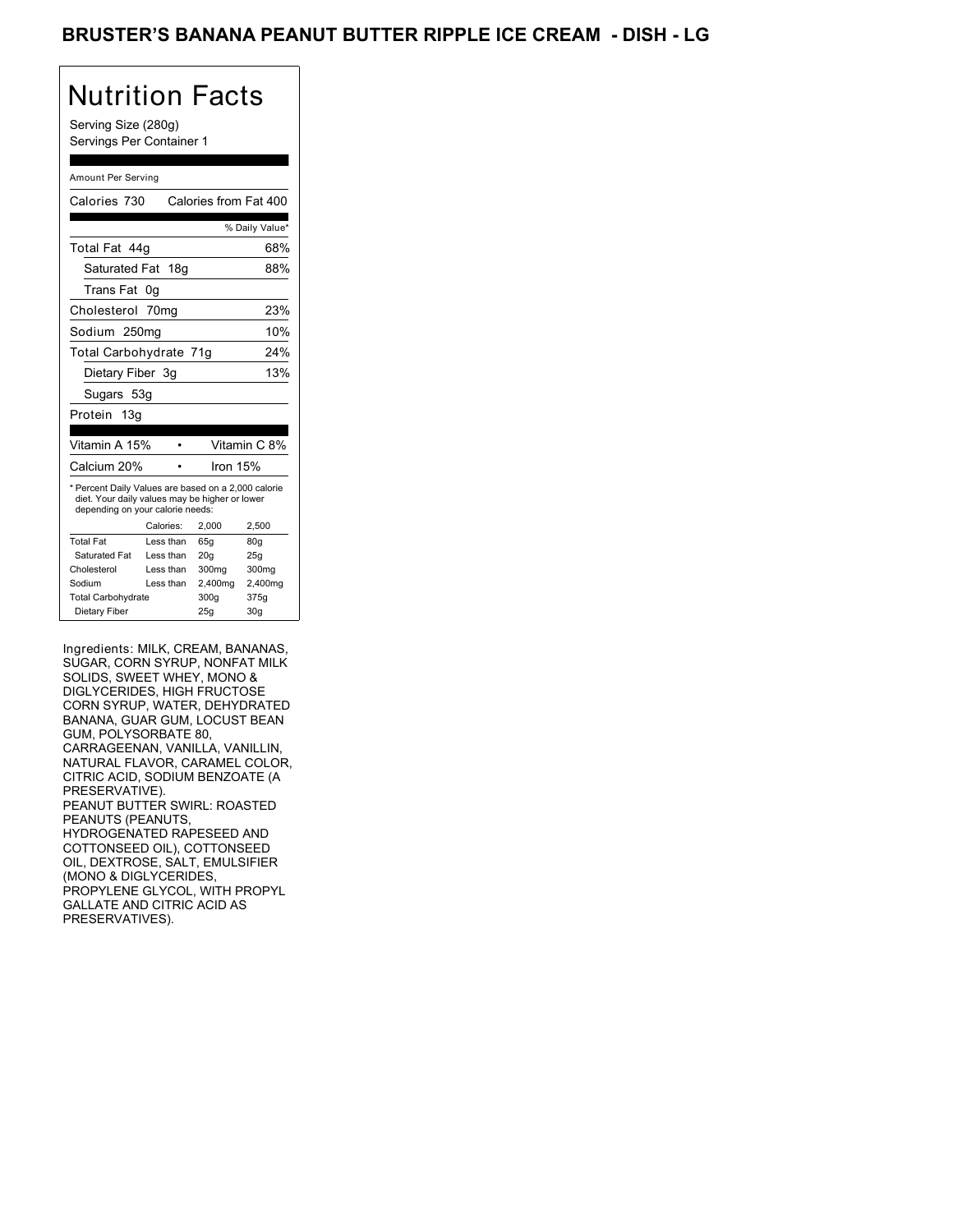# BRUSTER'S BANANA PEANUT BUTTER RIPPLE ICE CREAM - DISH - LG

## Nutrition Facts

Serving Size (280g)
Servings Per Container 1

Amount Per Serving

| Calories 730 | Calories from Fat 400 |
|---|---|
| | % Daily Value* |
| Total Fat 44g | 68% |
| Saturated Fat 18g | 88% |
| Trans Fat 0g | |
| Cholesterol 70mg | 23% |
| Sodium 250mg | 10% |
| Total Carbohydrate 71g | 24% |
| Dietary Fiber 3g | 13% |
| Sugars 53g | |
| Protein 13g | |

| Vitamin A 15% | • | Vitamin C 8% |
|---|---|---|
| Calcium 20% | • | Iron 15% |

\* Percent Daily Values are based on a 2,000 calorie diet. Your daily values may be higher or lower depending on your calorie needs:

| | Calories: | 2,000 | 2,500 |
|---|---|---|---|
| Total Fat | Less than | 65g | 80g |
| Saturated Fat | Less than | 20g | 25g |
| Cholesterol | Less than | 300mg | 300mg |
| Sodium | Less than | 2,400mg | 2,400mg |
| Total Carbohydrate | | 300g | 375g |
| Dietary Fiber | | 25g | 30g |

Ingredients: MILK, CREAM, BANANAS, SUGAR, CORN SYRUP, NONFAT MILK SOLIDS, SWEET WHEY, MONO & DIGLYCERIDES, HIGH FRUCTOSE CORN SYRUP, WATER, DEHYDRATED BANANA, GUAR GUM, LOCUST BEAN GUM, POLYSORBATE 80, CARRAGEENAN, VANILLA, VANILLIN, NATURAL FLAVOR, CARAMEL COLOR, CITRIC ACID, SODIUM BENZOATE (A PRESERVATIVE).
PEANUT BUTTER SWIRL: ROASTED PEANUTS (PEANUTS, HYDROGENATED RAPESEED AND COTTONSEED OIL), COTTONSEED OIL, DEXTROSE, SALT, EMULSIFIER (MONO & DIGLYCERIDES, PROPYLENE GLYCOL, WITH PROPYL GALLATE AND CITRIC ACID AS PRESERVATIVES).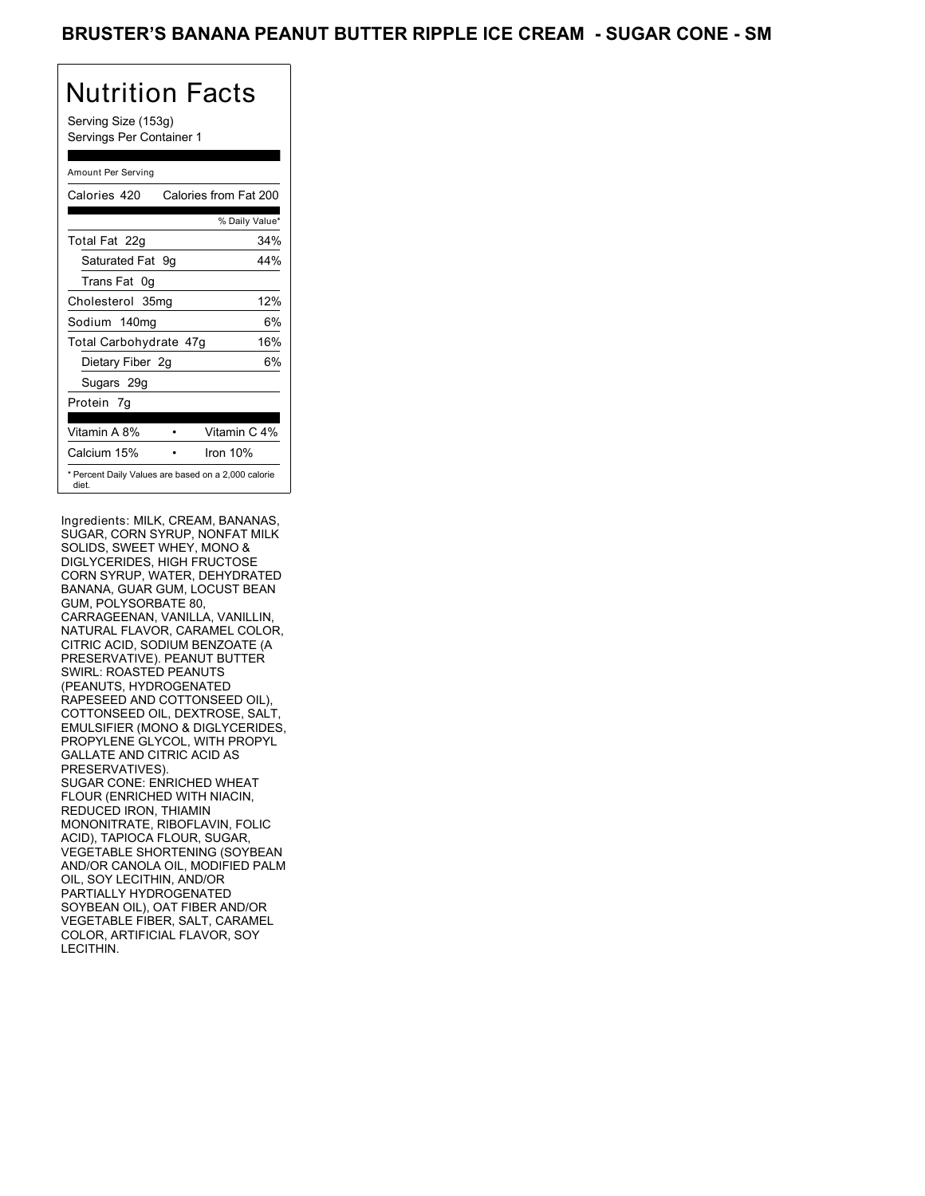# BRUSTER'S BANANA PEANUT BUTTER RIPPLE ICE CREAM - SUGAR CONE - SM

## Nutrition Facts

Serving Size (153g)
Servings Per Container 1

Amount Per Serving

| Calories 420 | Calories from Fat 200 |
|---|---|
| | % Daily Value* |
| Total Fat 22g | 34% |
| Saturated Fat 9g | 44% |
| Trans Fat 0g | |
| Cholesterol 35mg | 12% |
| Sodium 140mg | 6% |
| Total Carbohydrate 47g | 16% |
| Dietary Fiber 2g | 6% |
| Sugars 29g | |
| Protein 7g | |

| Vitamin A 8% | Vitamin C 4% |
|---|---|
| Calcium 15% | Iron 10% |

* Percent Daily Values are based on a 2,000 calorie diet.

Ingredients: MILK, CREAM, BANANAS, SUGAR, CORN SYRUP, NONFAT MILK SOLIDS, SWEET WHEY, MONO & DIGLYCERIDES, HIGH FRUCTOSE CORN SYRUP, WATER, DEHYDRATED BANANA, GUAR GUM, LOCUST BEAN GUM, POLYSORBATE 80, CARRAGEENAN, VANILLA, VANILLIN, NATURAL FLAVOR, CARAMEL COLOR, CITRIC ACID, SODIUM BENZOATE (A PRESERVATIVE). PEANUT BUTTER SWIRL: ROASTED PEANUTS (PEANUTS, HYDROGENATED RAPESEED AND COTTONSEED OIL), COTTONSEED OIL, DEXTROSE, SALT, EMULSIFIER (MONO & DIGLYCERIDES, PROPYLENE GLYCOL, WITH PROPYL GALLATE AND CITRIC ACID AS PRESERVATIVES).
SUGAR CONE: ENRICHED WHEAT FLOUR (ENRICHED WITH NIACIN, REDUCED IRON, THIAMIN MONONITRATE, RIBOFLAVIN, FOLIC ACID), TAPIOCA FLOUR, SUGAR, VEGETABLE SHORTENING (SOYBEAN AND/OR CANOLA OIL, MODIFIED PALM OIL, SOY LECITHIN, AND/OR PARTIALLY HYDROGENATED SOYBEAN OIL), OAT FIBER AND/OR VEGETABLE FIBER, SALT, CARAMEL COLOR, ARTIFICIAL FLAVOR, SOY LECITHIN.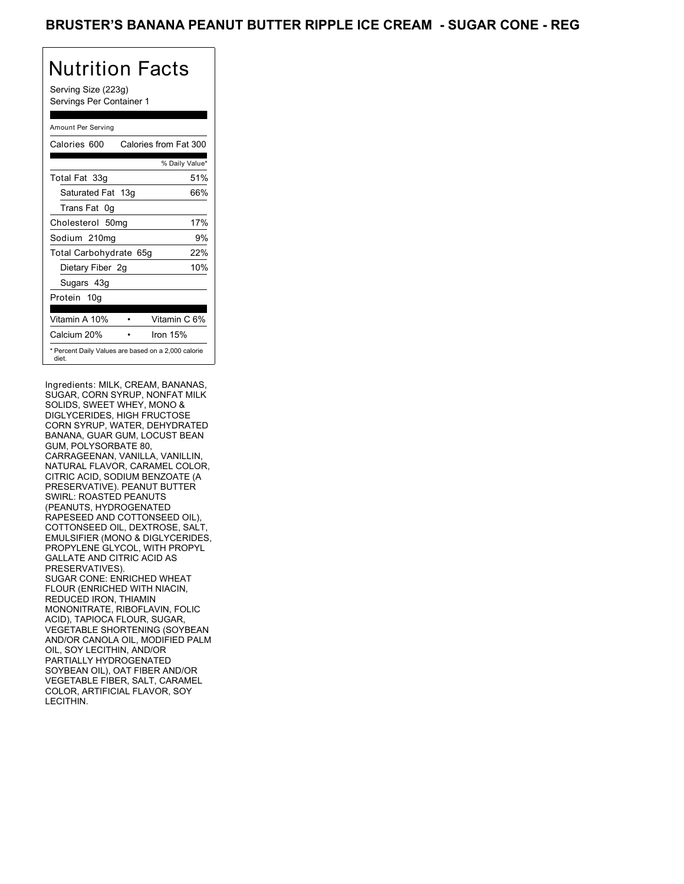# BRUSTER'S BANANA PEANUT BUTTER RIPPLE ICE CREAM - SUGAR CONE - REG

## Nutrition Facts

Serving Size (223g)
Servings Per Container 1

| Amount Per Serving | |
|---|---|
| Calories 600 | Calories from Fat 300 |
| | % Daily Value* |
| Total Fat 33g | 51% |
| Saturated Fat 13g | 66% |
| Trans Fat 0g | |
| Cholesterol 50mg | 17% |
| Sodium 210mg | 9% |
| Total Carbohydrate 65g | 22% |
| Dietary Fiber 2g | 10% |
| Sugars 43g | |
| Protein 10g | |
| Vitamin A 10% | Vitamin C 6% |
| Calcium 20% | Iron 15% |

* Percent Daily Values are based on a 2,000 calorie diet.

Ingredients: MILK, CREAM, BANANAS, SUGAR, CORN SYRUP, NONFAT MILK SOLIDS, SWEET WHEY, MONO & DIGLYCERIDES, HIGH FRUCTOSE CORN SYRUP, WATER, DEHYDRATED BANANA, GUAR GUM, LOCUST BEAN GUM, POLYSORBATE 80, CARRAGEENAN, VANILLA, VANILLIN, NATURAL FLAVOR, CARAMEL COLOR, CITRIC ACID, SODIUM BENZOATE (A PRESERVATIVE). PEANUT BUTTER SWIRL: ROASTED PEANUTS (PEANUTS, HYDROGENATED RAPESEED AND COTTONSEED OIL), COTTONSEED OIL, DEXTROSE, SALT, EMULSIFIER (MONO & DIGLYCERIDES, PROPYLENE GLYCOL, WITH PROPYL GALLATE AND CITRIC ACID AS PRESERVATIVES).
SUGAR CONE: ENRICHED WHEAT FLOUR (ENRICHED WITH NIACIN, REDUCED IRON, THIAMIN MONONITRATE, RIBOFLAVIN, FOLIC ACID), TAPIOCA FLOUR, SUGAR, VEGETABLE SHORTENING (SOYBEAN AND/OR CANOLA OIL, MODIFIED PALM OIL, SOY LECITHIN, AND/OR PARTIALLY HYDROGENATED SOYBEAN OIL), OAT FIBER AND/OR VEGETABLE FIBER, SALT, CARAMEL COLOR, ARTIFICIAL FLAVOR, SOY LECITHIN.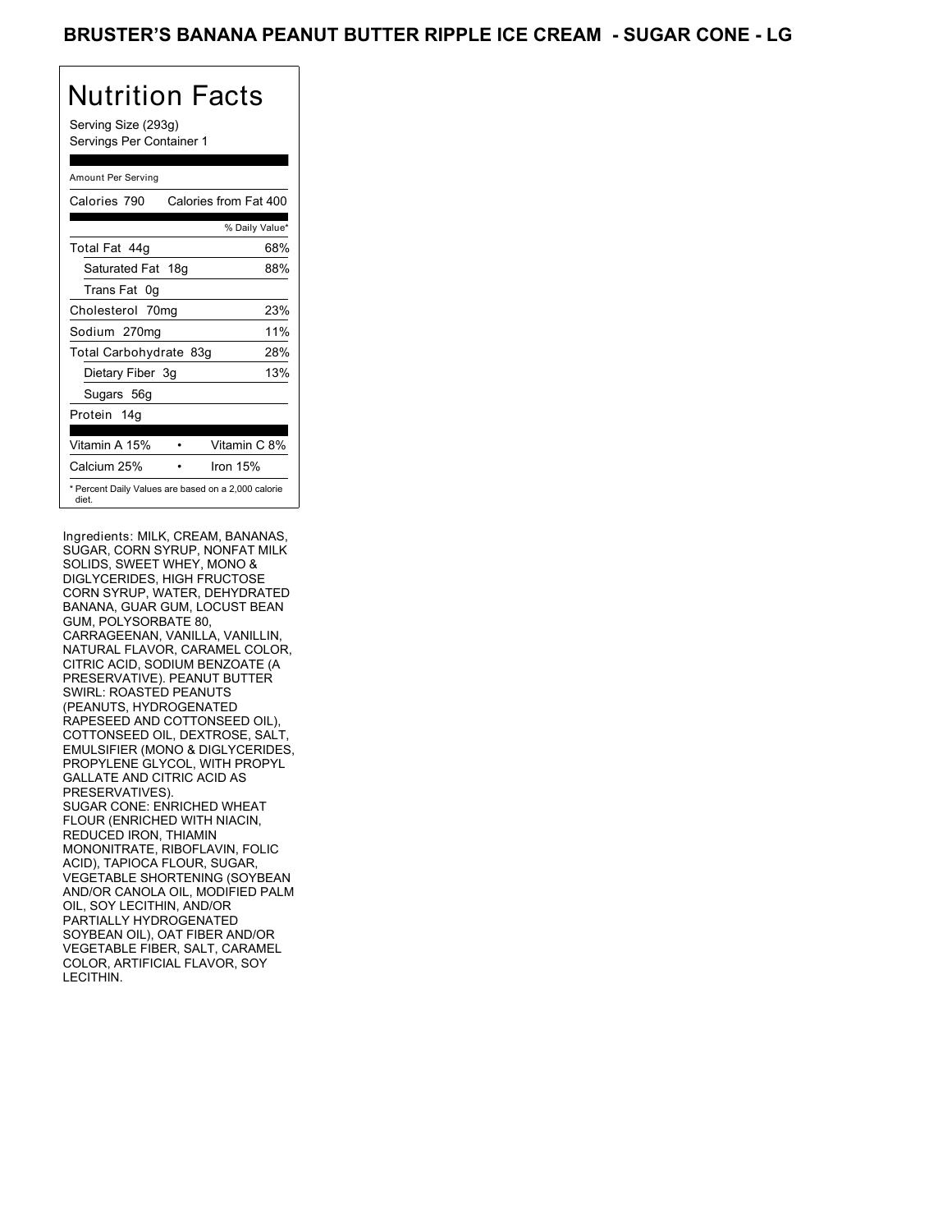# BRUSTER'S BANANA PEANUT BUTTER RIPPLE ICE CREAM - SUGAR CONE - LG

## Nutrition Facts

Serving Size (293g)
Servings Per Container 1

| Amount Per Serving | |
|---|---|
| Calories 790 | Calories from Fat 400 |
| | % Daily Value* |
| Total Fat 44g | 68% |
| Saturated Fat 18g | 88% |
| Trans Fat 0g | |
| Cholesterol 70mg | 23% |
| Sodium 270mg | 11% |
| Total Carbohydrate 83g | 28% |
| Dietary Fiber 3g | 13% |
| Sugars 56g | |
| Protein 14g | |
| Vitamin A 15% | Vitamin C 8% |
| Calcium 25% | Iron 15% |

* Percent Daily Values are based on a 2,000 calorie diet.

Ingredients: MILK, CREAM, BANANAS, SUGAR, CORN SYRUP, NONFAT MILK SOLIDS, SWEET WHEY, MONO & DIGLYCERIDES, HIGH FRUCTOSE CORN SYRUP, WATER, DEHYDRATED BANANA, GUAR GUM, LOCUST BEAN GUM, POLYSORBATE 80, CARRAGEENAN, VANILLA, VANILLIN, NATURAL FLAVOR, CARAMEL COLOR, CITRIC ACID, SODIUM BENZOATE (A PRESERVATIVE). PEANUT BUTTER SWIRL: ROASTED PEANUTS (PEANUTS, HYDROGENATED RAPESEED AND COTTONSEED OIL), COTTONSEED OIL, DEXTROSE, SALT, EMULSIFIER (MONO & DIGLYCERIDES, PROPYLENE GLYCOL, WITH PROPYL GALLATE AND CITRIC ACID AS PRESERVATIVES).
SUGAR CONE: ENRICHED WHEAT FLOUR (ENRICHED WITH NIACIN, REDUCED IRON, THIAMIN MONONITRATE, RIBOFLAVIN, FOLIC ACID), TAPIOCA FLOUR, SUGAR, VEGETABLE SHORTENING (SOYBEAN AND/OR CANOLA OIL, MODIFIED PALM OIL, SOY LECITHIN, AND/OR PARTIALLY HYDROGENATED SOYBEAN OIL), OAT FIBER AND/OR VEGETABLE FIBER, SALT, CARAMEL COLOR, ARTIFICIAL FLAVOR, SOY LECITHIN.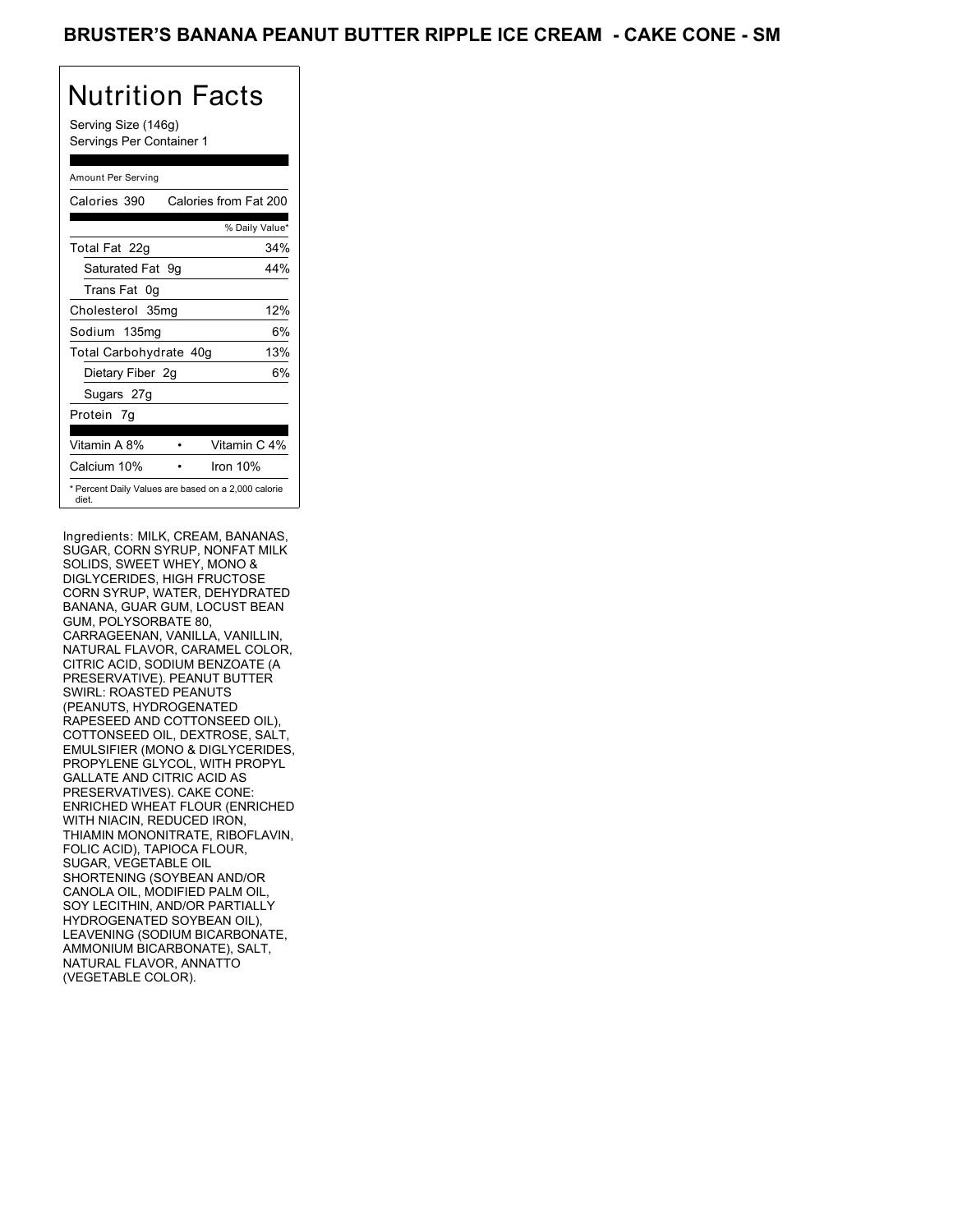# BRUSTER'S BANANA PEANUT BUTTER RIPPLE ICE CREAM - CAKE CONE - SM

## Nutrition Facts

Serving Size (146g)
Servings Per Container 1

| Amount Per Serving | |
|---|---|
| Calories 390 | Calories from Fat 200 |
| | % Daily Value* |
| Total Fat 22g | 34% |
| Saturated Fat 9g | 44% |
| Trans Fat 0g | |
| Cholesterol 35mg | 12% |
| Sodium 135mg | 6% |
| Total Carbohydrate 40g | 13% |
| Dietary Fiber 2g | 6% |
| Sugars 27g | |
| Protein 7g | |
| Vitamin A 8% | Vitamin C 4% |
| Calcium 10% | Iron 10% |

* Percent Daily Values are based on a 2,000 calorie diet.

Ingredients: MILK, CREAM, BANANAS, SUGAR, CORN SYRUP, NONFAT MILK SOLIDS, SWEET WHEY, MONO & DIGLYCERIDES, HIGH FRUCTOSE CORN SYRUP, WATER, DEHYDRATED BANANA, GUAR GUM, LOCUST BEAN GUM, POLYSORBATE 80, CARRAGEENAN, VANILLA, VANILLIN, NATURAL FLAVOR, CARAMEL COLOR, CITRIC ACID, SODIUM BENZOATE (A PRESERVATIVE). PEANUT BUTTER SWIRL: ROASTED PEANUTS (PEANUTS, HYDROGENATED RAPESEED AND COTTONSEED OIL), COTTONSEED OIL, DEXTROSE, SALT, EMULSIFIER (MONO & DIGLYCERIDES, PROPYLENE GLYCOL, WITH PROPYL GALLATE AND CITRIC ACID AS PRESERVATIVES). CAKE CONE: ENRICHED WHEAT FLOUR (ENRICHED WITH NIACIN, REDUCED IRON, THIAMIN MONONITRATE, RIBOFLAVIN, FOLIC ACID), TAPIOCA FLOUR, SUGAR, VEGETABLE OIL SHORTENING (SOYBEAN AND/OR CANOLA OIL, MODIFIED PALM OIL, SOY LECITHIN, AND/OR PARTIALLY HYDROGENATED SOYBEAN OIL), LEAVENING (SODIUM BICARBONATE, AMMONIUM BICARBONATE), SALT, NATURAL FLAVOR, ANNATTO (VEGETABLE COLOR).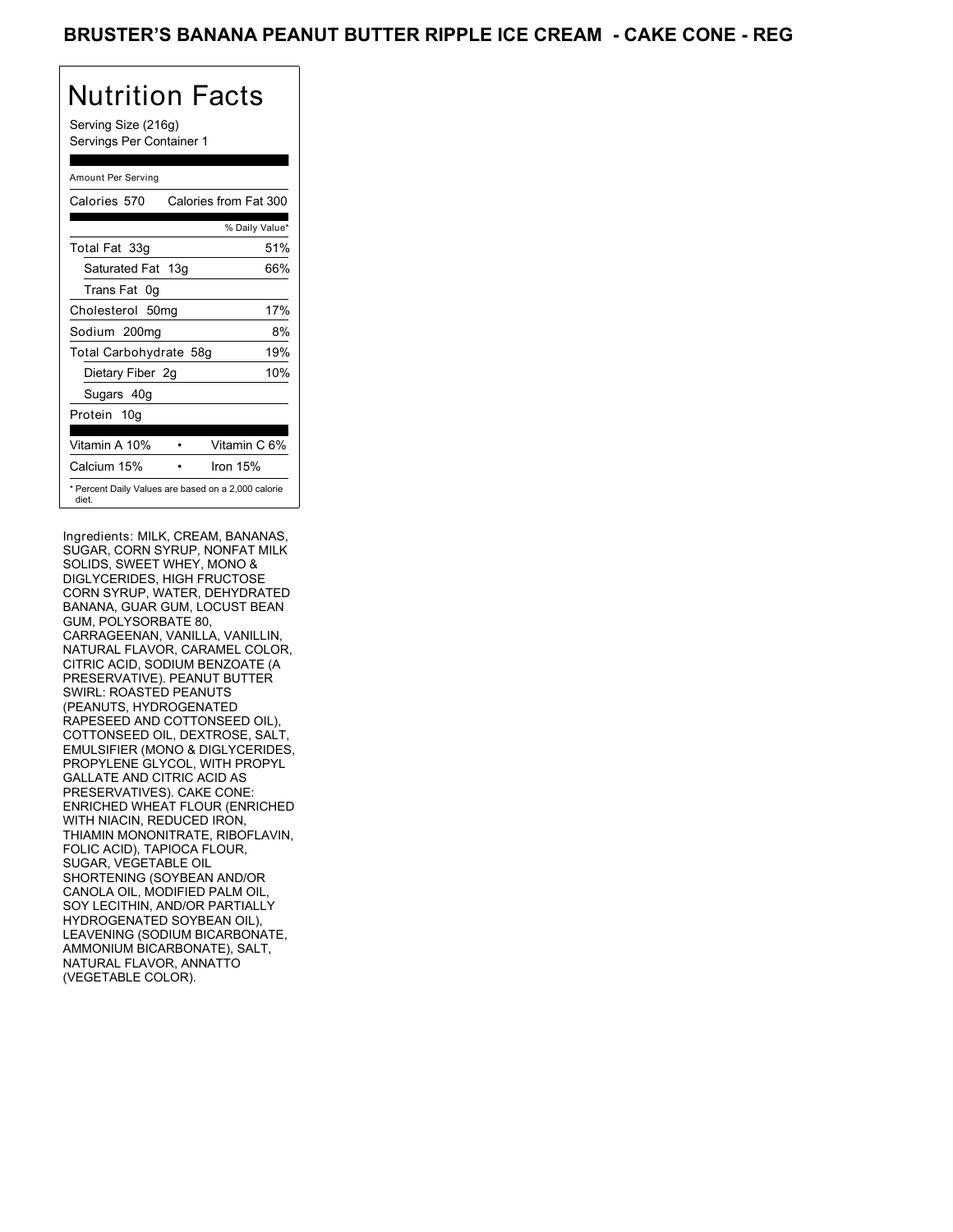# BRUSTER'S BANANA PEANUT BUTTER RIPPLE ICE CREAM - CAKE CONE - REG

## Nutrition Facts

Serving Size (216g)
Servings Per Container 1

Amount Per Serving

| | |
|---|---|
| Calories 570 | Calories from Fat 300 |
| | % Daily Value* |
| Total Fat 33g | 51% |
| Saturated Fat 13g | 66% |
| Trans Fat 0g | |
| Cholesterol 50mg | 17% |
| Sodium 200mg | 8% |
| Total Carbohydrate 58g | 19% |
| Dietary Fiber 2g | 10% |
| Sugars 40g | |
| Protein 10g | |
| Vitamin A 10% | Vitamin C 6% |
| Calcium 15% | Iron 15% |

* Percent Daily Values are based on a 2,000 calorie diet.

Ingredients: MILK, CREAM, BANANAS, SUGAR, CORN SYRUP, NONFAT MILK SOLIDS, SWEET WHEY, MONO & DIGLYCERIDES, HIGH FRUCTOSE CORN SYRUP, WATER, DEHYDRATED BANANA, GUAR GUM, LOCUST BEAN GUM, POLYSORBATE 80, CARRAGEENAN, VANILLA, VANILLIN, NATURAL FLAVOR, CARAMEL COLOR, CITRIC ACID, SODIUM BENZOATE (A PRESERVATIVE). PEANUT BUTTER SWIRL: ROASTED PEANUTS (PEANUTS, HYDROGENATED RAPESEED AND COTTONSEED OIL), COTTONSEED OIL, DEXTROSE, SALT, EMULSIFIER (MONO & DIGLYCERIDES, PROPYLENE GLYCOL, WITH PROPYL GALLATE AND CITRIC ACID AS PRESERVATIVES). CAKE CONE: ENRICHED WHEAT FLOUR (ENRICHED WITH NIACIN, REDUCED IRON, THIAMIN MONONITRATE, RIBOFLAVIN, FOLIC ACID), TAPIOCA FLOUR, SUGAR, VEGETABLE OIL SHORTENING (SOYBEAN AND/OR CANOLA OIL, MODIFIED PALM OIL, SOY LECITHIN, AND/OR PARTIALLY HYDROGENATED SOYBEAN OIL), LEAVENING (SODIUM BICARBONATE, AMMONIUM BICARBONATE), SALT, NATURAL FLAVOR, ANNATTO (VEGETABLE COLOR).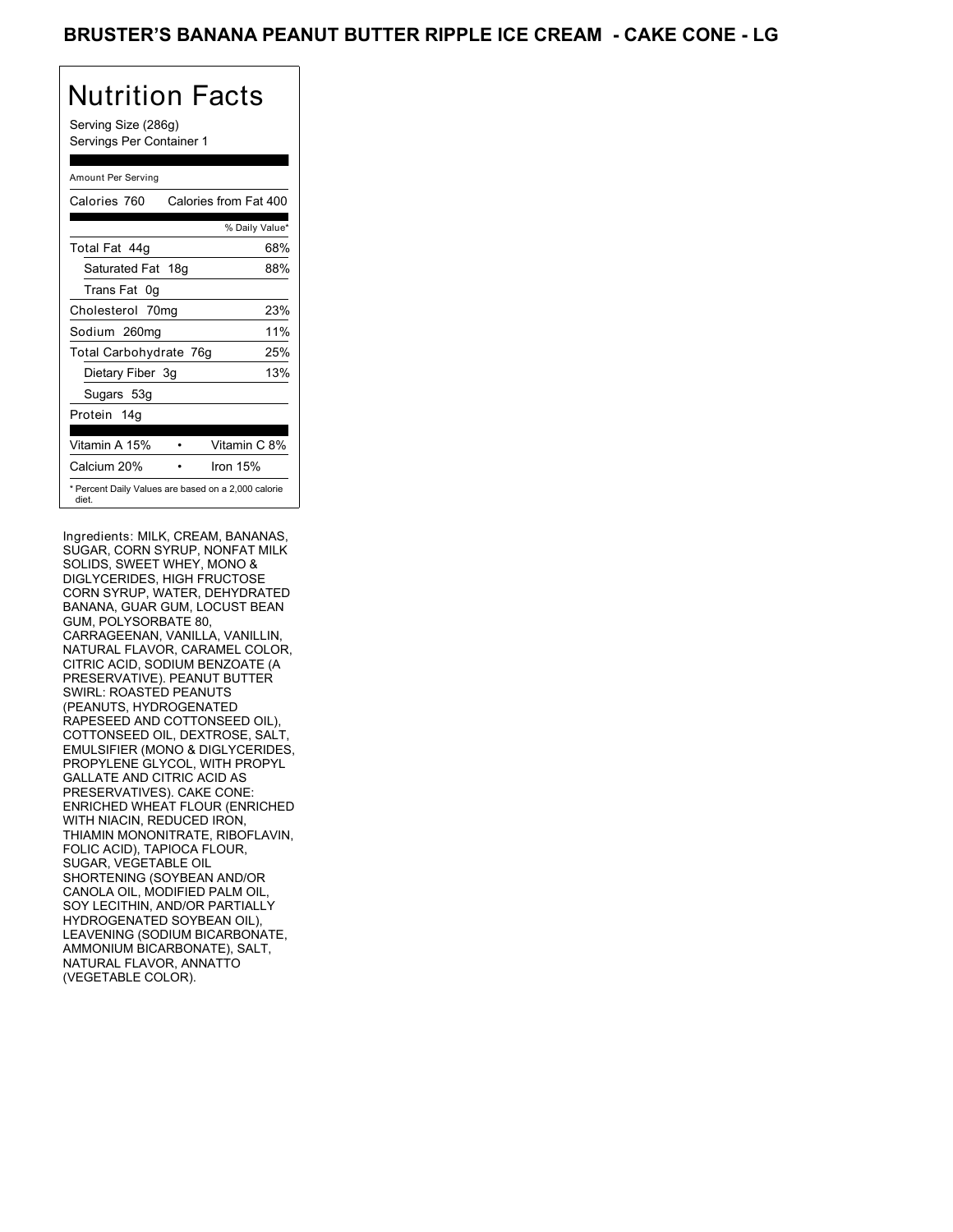# BRUSTER'S BANANA PEANUT BUTTER RIPPLE ICE CREAM - CAKE CONE - LG

## Nutrition Facts

Serving Size (286g)
Servings Per Container 1

| Amount Per Serving | |
|---|---|
| Calories 760 | Calories from Fat 400 |
| | % Daily Value* |
| Total Fat 44g | 68% |
| Saturated Fat 18g | 88% |
| Trans Fat 0g | |
| Cholesterol 70mg | 23% |
| Sodium 260mg | 11% |
| Total Carbohydrate 76g | 25% |
| Dietary Fiber 3g | 13% |
| Sugars 53g | |
| Protein 14g | |
| Vitamin A 15% | Vitamin C 8% |
| Calcium 20% | Iron 15% |

* Percent Daily Values are based on a 2,000 calorie diet.

Ingredients: MILK, CREAM, BANANAS, SUGAR, CORN SYRUP, NONFAT MILK SOLIDS, SWEET WHEY, MONO & DIGLYCERIDES, HIGH FRUCTOSE CORN SYRUP, WATER, DEHYDRATED BANANA, GUAR GUM, LOCUST BEAN GUM, POLYSORBATE 80, CARRAGEENAN, VANILLA, VANILLIN, NATURAL FLAVOR, CARAMEL COLOR, CITRIC ACID, SODIUM BENZOATE (A PRESERVATIVE). PEANUT BUTTER SWIRL: ROASTED PEANUTS (PEANUTS, HYDROGENATED RAPESEED AND COTTONSEED OIL), COTTONSEED OIL, DEXTROSE, SALT, EMULSIFIER (MONO & DIGLYCERIDES, PROPYLENE GLYCOL, WITH PROPYL GALLATE AND CITRIC ACID AS PRESERVATIVES). CAKE CONE: ENRICHED WHEAT FLOUR (ENRICHED WITH NIACIN, REDUCED IRON, THIAMIN MONONITRATE, RIBOFLAVIN, FOLIC ACID), TAPIOCA FLOUR, SUGAR, VEGETABLE OIL SHORTENING (SOYBEAN AND/OR CANOLA OIL, MODIFIED PALM OIL, SOY LECITHIN, AND/OR PARTIALLY HYDROGENATED SOYBEAN OIL), LEAVENING (SODIUM BICARBONATE, AMMONIUM BICARBONATE), SALT, NATURAL FLAVOR, ANNATTO (VEGETABLE COLOR).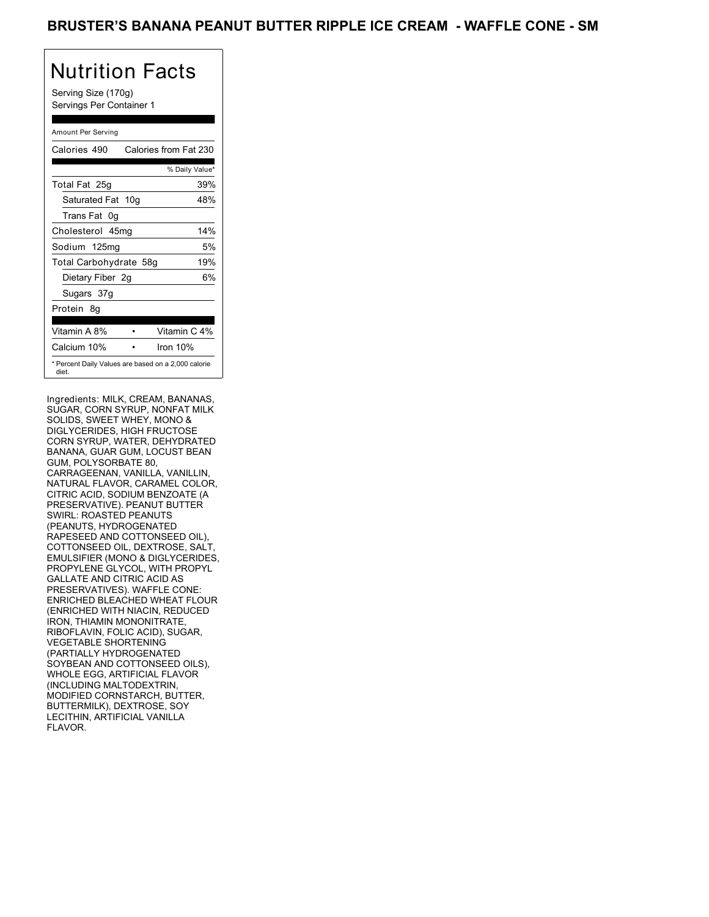# BRUSTER'S BANANA PEANUT BUTTER RIPPLE ICE CREAM - WAFFLE CONE - SM

## Nutrition Facts

Serving Size (170g)
Servings Per Container 1

| Amount Per Serving | |
|---|---|
| Calories 490 | Calories from Fat 230 |
| | % Daily Value* |
| Total Fat 25g | 39% |
| Saturated Fat 10g | 48% |
| Trans Fat 0g | |
| Cholesterol 45mg | 14% |
| Sodium 125mg | 5% |
| Total Carbohydrate 58g | 19% |
| Dietary Fiber 2g | 6% |
| Sugars 37g | |
| Protein 8g | |
| Vitamin A 8% | Vitamin C 4% |
| Calcium 10% | Iron 10% |

* Percent Daily Values are based on a 2,000 calorie diet.

Ingredients: MILK, CREAM, BANANAS, SUGAR, CORN SYRUP, NONFAT MILK SOLIDS, SWEET WHEY, MONO & DIGLYCERIDES, HIGH FRUCTOSE CORN SYRUP, WATER, DEHYDRATED BANANA, GUAR GUM, LOCUST BEAN GUM, POLYSORBATE 80, CARRAGEENAN, VANILLA, VANILLIN, NATURAL FLAVOR, CARAMEL COLOR, CITRIC ACID, SODIUM BENZOATE (A PRESERVATIVE). PEANUT BUTTER SWIRL: ROASTED PEANUTS (PEANUTS, HYDROGENATED RAPESEED AND COTTONSEED OIL), COTTONSEED OIL, DEXTROSE, SALT, EMULSIFIER (MONO & DIGLYCERIDES, PROPYLENE GLYCOL, WITH PROPYL GALLATE AND CITRIC ACID AS PRESERVATIVES). WAFFLE CONE: ENRICHED BLEACHED WHEAT FLOUR (ENRICHED WITH NIACIN, REDUCED IRON, THIAMIN MONONITRATE, RIBOFLAVIN, FOLIC ACID), SUGAR, VEGETABLE SHORTENING (PARTIALLY HYDROGENATED SOYBEAN AND COTTONSEED OILS), WHOLE EGG, ARTIFICIAL FLAVOR (INCLUDING MALTODEXTRIN, MODIFIED CORNSTARCH, BUTTER, BUTTERMILK), DEXTROSE, SOY LECITHIN, ARTIFICIAL VANILLA FLAVOR.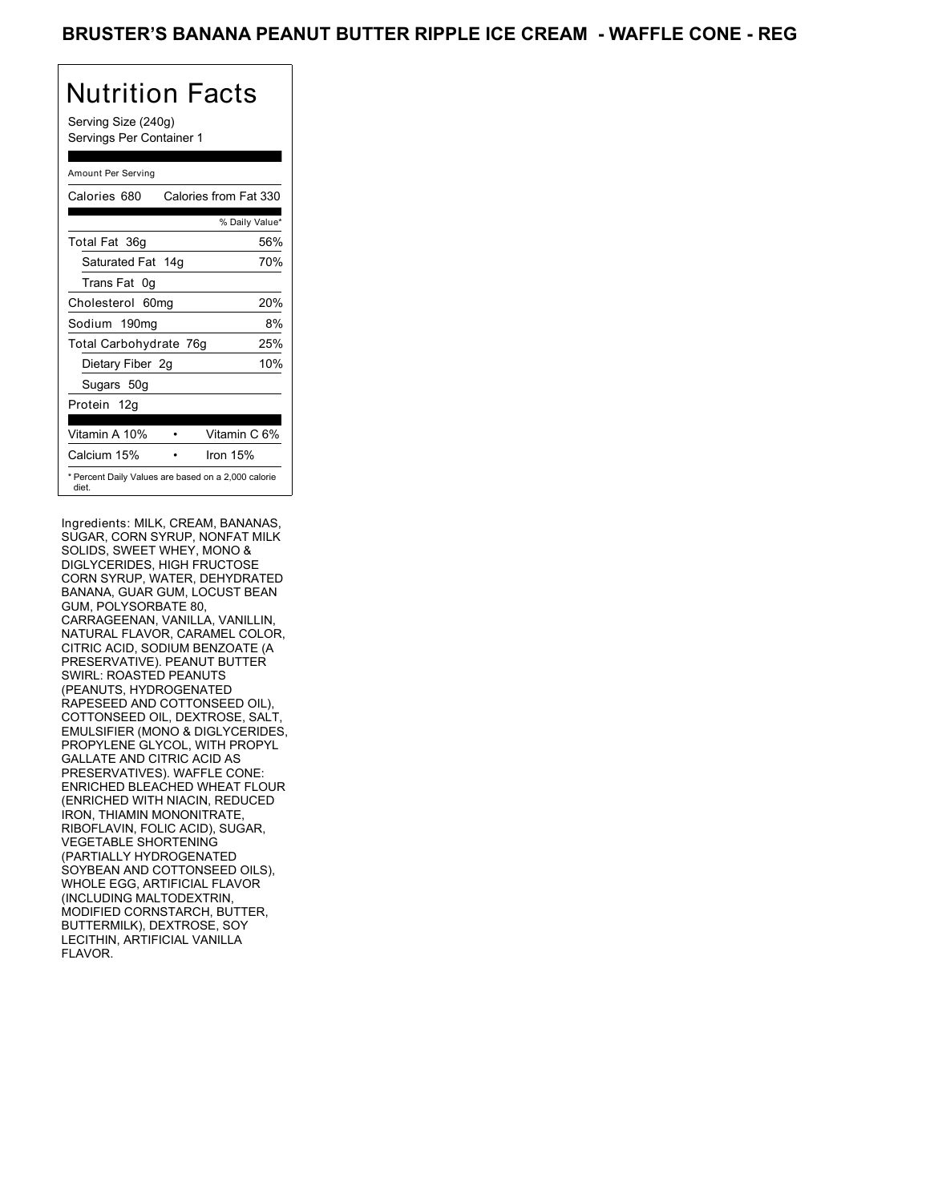## BRUSTER'S BANANA PEANUT BUTTER RIPPLE ICE CREAM - WAFFLE CONE - REG

# Nutrition Facts

Serving Size (240g)
Servings Per Container 1

Amount Per Serving

| Calories 680 | Calories from Fat 330 |
|---|---|
| | % Daily Value* |
| Total Fat 36g | 56% |
| Saturated Fat 14g | 70% |
| Trans Fat 0g | |
| Cholesterol 60mg | 20% |
| Sodium 190mg | 8% |
| Total Carbohydrate 76g | 25% |
| Dietary Fiber 2g | 10% |
| Sugars 50g | |
| Protein 12g | |

| Vitamin A 10% | Vitamin C 6% |
|---|---|
| Calcium 15% | Iron 15% |

* Percent Daily Values are based on a 2,000 calorie diet.

Ingredients: MILK, CREAM, BANANAS, SUGAR, CORN SYRUP, NONFAT MILK SOLIDS, SWEET WHEY, MONO & DIGLYCERIDES, HIGH FRUCTOSE CORN SYRUP, WATER, DEHYDRATED BANANA, GUAR GUM, LOCUST BEAN GUM, POLYSORBATE 80, CARRAGEENAN, VANILLA, VANILLIN, NATURAL FLAVOR, CARAMEL COLOR, CITRIC ACID, SODIUM BENZOATE (A PRESERVATIVE). PEANUT BUTTER SWIRL: ROASTED PEANUTS (PEANUTS, HYDROGENATED RAPESEED AND COTTONSEED OIL), COTTONSEED OIL, DEXTROSE, SALT, EMULSIFIER (MONO & DIGLYCERIDES, PROPYLENE GLYCOL, WITH PROPYL GALLATE AND CITRIC ACID AS PRESERVATIVES). WAFFLE CONE: ENRICHED BLEACHED WHEAT FLOUR (ENRICHED WITH NIACIN, REDUCED IRON, THIAMIN MONONITRATE, RIBOFLAVIN, FOLIC ACID), SUGAR, VEGETABLE SHORTENING (PARTIALLY HYDROGENATED SOYBEAN AND COTTONSEED OILS), WHOLE EGG, ARTIFICIAL FLAVOR (INCLUDING MALTODEXTRIN, MODIFIED CORNSTARCH, BUTTER, BUTTERMILK), DEXTROSE, SOY LECITHIN, ARTIFICIAL VANILLA FLAVOR.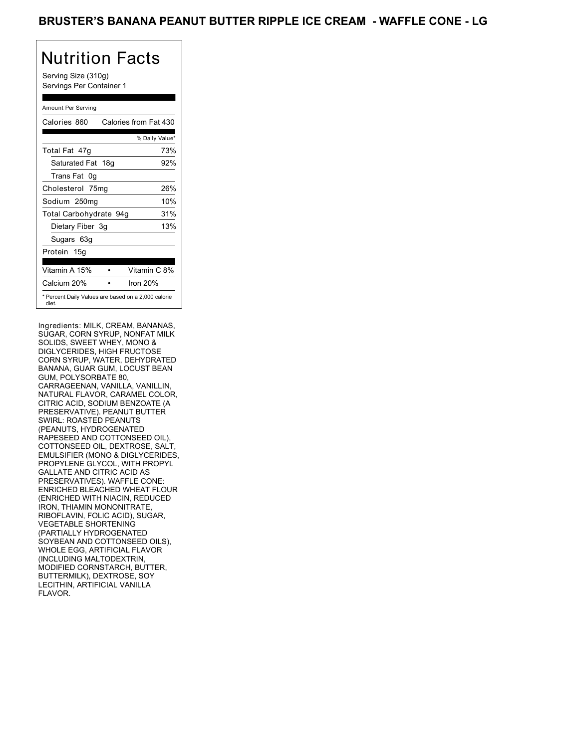# BRUSTER'S BANANA PEANUT BUTTER RIPPLE ICE CREAM - WAFFLE CONE - LG

## Nutrition Facts

Serving Size (310g)
Servings Per Container 1

Amount Per Serving

| | |
|---|---|
| Calories 860 | Calories from Fat 430 |
| | % Daily Value* |
| Total Fat 47g | 73% |
| Saturated Fat 18g | 92% |
| Trans Fat 0g | |
| Cholesterol 75mg | 26% |
| Sodium 250mg | 10% |
| Total Carbohydrate 94g | 31% |
| Dietary Fiber 3g | 13% |
| Sugars 63g | |
| Protein 15g | |
| Vitamin A 15% | Vitamin C 8% |
| Calcium 20% | Iron 20% |

* Percent Daily Values are based on a 2,000 calorie diet.

Ingredients: MILK, CREAM, BANANAS, SUGAR, CORN SYRUP, NONFAT MILK SOLIDS, SWEET WHEY, MONO & DIGLYCERIDES, HIGH FRUCTOSE CORN SYRUP, WATER, DEHYDRATED BANANA, GUAR GUM, LOCUST BEAN GUM, POLYSORBATE 80, CARRAGEENAN, VANILLA, VANILLIN, NATURAL FLAVOR, CARAMEL COLOR, CITRIC ACID, SODIUM BENZOATE (A PRESERVATIVE). PEANUT BUTTER SWIRL: ROASTED PEANUTS (PEANUTS, HYDROGENATED RAPESEED AND COTTONSEED OIL), COTTONSEED OIL, DEXTROSE, SALT, EMULSIFIER (MONO & DIGLYCERIDES, PROPYLENE GLYCOL, WITH PROPYL GALLATE AND CITRIC ACID AS PRESERVATIVES). WAFFLE CONE: ENRICHED BLEACHED WHEAT FLOUR (ENRICHED WITH NIACIN, REDUCED IRON, THIAMIN MONONITRATE, RIBOFLAVIN, FOLIC ACID), SUGAR, VEGETABLE SHORTENING (PARTIALLY HYDROGENATED SOYBEAN AND COTTONSEED OILS), WHOLE EGG, ARTIFICIAL FLAVOR (INCLUDING MALTODEXTRIN, MODIFIED CORNSTARCH, BUTTER, BUTTERMILK), DEXTROSE, SOY LECITHIN, ARTIFICIAL VANILLA FLAVOR.